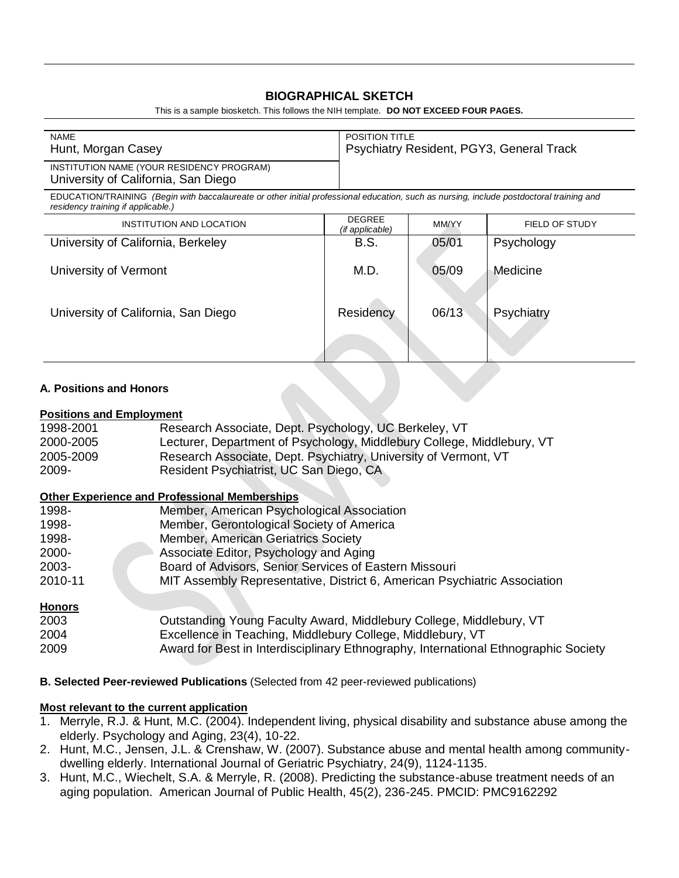# BIOGRAPHICAL SKETCH

This is a sample biosketch. This follows the NIH template. **DO NOT EXCEED FOUR PAGES.**

| NAME | POSITION TITLE |
|---|---|
| Hunt, Morgan Casey | Psychiatry Resident, PGY3, General Track |
| INSTITUTION NAME (YOUR RESIDENCY PROGRAM) | |
| University of California, San Diego | |

EDUCATION/TRAINING *(Begin with baccalaureate or other initial professional education, such as nursing, include postdoctoral training and residency training if applicable.)*

| INSTITUTION AND LOCATION | DEGREE *(if applicable)* | MM/YY | FIELD OF STUDY |
|---|---|---|---|
| University of California, Berkeley | B.S. | 05/01 | Psychology |
| University of Vermont | M.D. | 05/09 | Medicine |
| University of California, San Diego | Residency | 06/13 | Psychiatry |

### A. Positions and Honors

**Positions and Employment**

| | |
|---|---|
| 1998-2001 | Research Associate, Dept. Psychology, UC Berkeley, VT |
| 2000-2005 | Lecturer, Department of Psychology, Middlebury College, Middlebury, VT |
| 2005-2009 | Research Associate, Dept. Psychiatry, University of Vermont, VT |
| 2009- | Resident Psychiatrist, UC San Diego, CA |

**Other Experience and Professional Memberships**

| | |
|---|---|
| 1998- | Member, American Psychological Association |
| 1998- | Member, Gerontological Society of America |
| 1998- | Member, American Geriatrics Society |
| 2000- | Associate Editor, Psychology and Aging |
| 2003- | Board of Advisors, Senior Services of Eastern Missouri |
| 2010-11 | MIT Assembly Representative, District 6, American Psychiatric Association |

**Honors**

| | |
|---|---|
| 2003 | Outstanding Young Faculty Award, Middlebury College, Middlebury, VT |
| 2004 | Excellence in Teaching, Middlebury College, Middlebury, VT |
| 2009 | Award for Best in Interdisciplinary Ethnography, International Ethnographic Society |

### B. Selected Peer-reviewed Publications (Selected from 42 peer-reviewed publications)

**Most relevant to the current application**

1. Merryle, R.J. & Hunt, M.C. (2004). Independent living, physical disability and substance abuse among the elderly. Psychology and Aging, 23(4), 10-22.
2. Hunt, M.C., Jensen, J.L. & Crenshaw, W. (2007). Substance abuse and mental health among community-dwelling elderly. International Journal of Geriatric Psychiatry, 24(9), 1124-1135.
3. Hunt, M.C., Wiechelt, S.A. & Merryle, R. (2008). Predicting the substance-abuse treatment needs of an aging population. American Journal of Public Health, 45(2), 236-245. PMCID: PMC9162292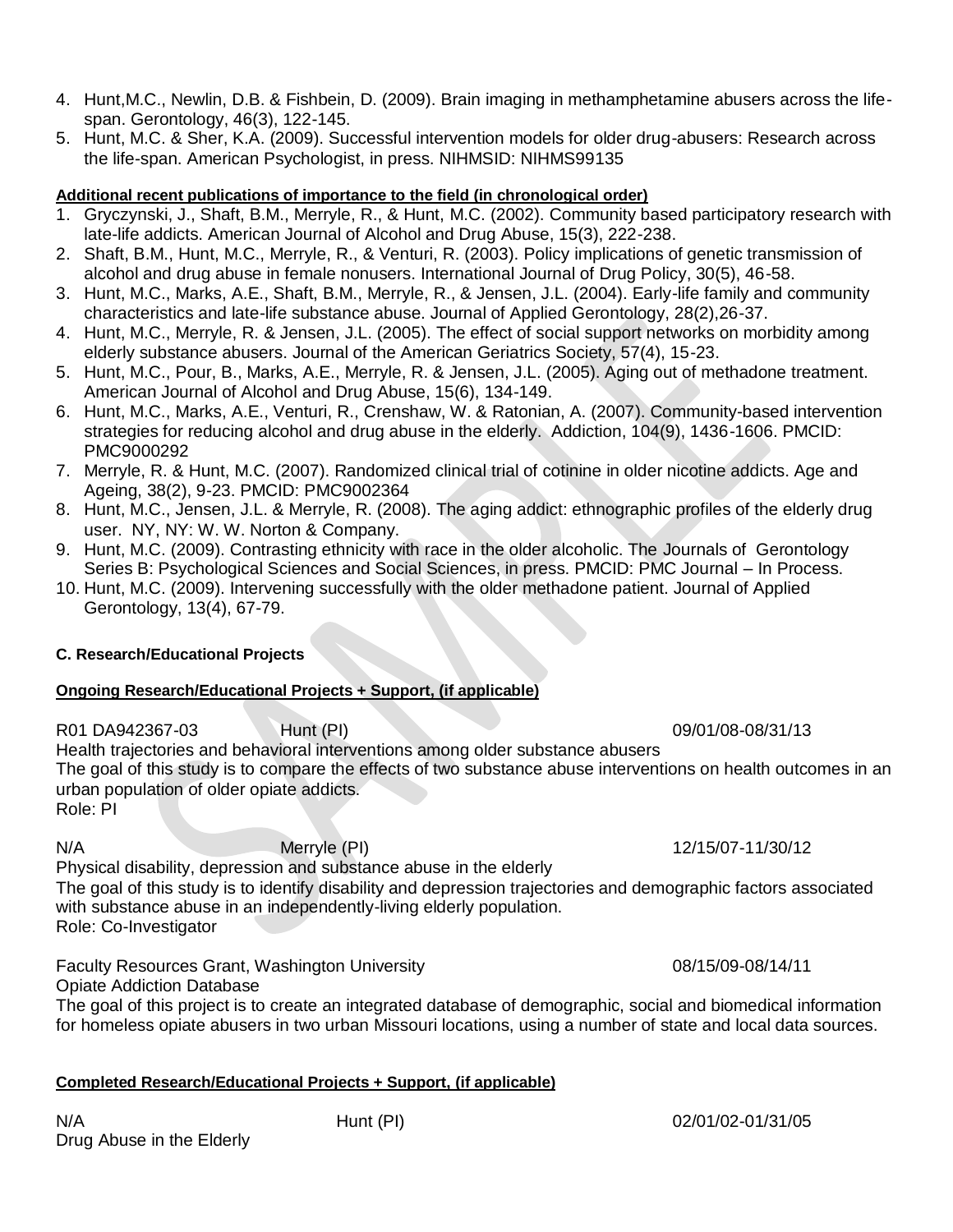4. Hunt,M.C., Newlin, D.B. & Fishbein, D. (2009). Brain imaging in methamphetamine abusers across the life-span. Gerontology, 46(3), 122-145.
5. Hunt, M.C. & Sher, K.A. (2009). Successful intervention models for older drug-abusers: Research across the life-span. American Psychologist, in press. NIHMSID: NIHMS99135

**Additional recent publications of importance to the field (in chronological order)**

1. Gryczynski, J., Shaft, B.M., Merryle, R., & Hunt, M.C. (2002). Community based participatory research with late-life addicts. American Journal of Alcohol and Drug Abuse, 15(3), 222-238.
2. Shaft, B.M., Hunt, M.C., Merryle, R., & Venturi, R. (2003). Policy implications of genetic transmission of alcohol and drug abuse in female nonusers. International Journal of Drug Policy, 30(5), 46-58.
3. Hunt, M.C., Marks, A.E., Shaft, B.M., Merryle, R., & Jensen, J.L. (2004). Early-life family and community characteristics and late-life substance abuse. Journal of Applied Gerontology, 28(2),26-37.
4. Hunt, M.C., Merryle, R. & Jensen, J.L. (2005). The effect of social support networks on morbidity among elderly substance abusers. Journal of the American Geriatrics Society, 57(4), 15-23.
5. Hunt, M.C., Pour, B., Marks, A.E., Merryle, R. & Jensen, J.L. (2005). Aging out of methadone treatment. American Journal of Alcohol and Drug Abuse, 15(6), 134-149.
6. Hunt, M.C., Marks, A.E., Venturi, R., Crenshaw, W. & Ratonian, A. (2007). Community-based intervention strategies for reducing alcohol and drug abuse in the elderly. Addiction, 104(9), 1436-1606. PMCID: PMC9000292
7. Merryle, R. & Hunt, M.C. (2007). Randomized clinical trial of cotinine in older nicotine addicts. Age and Ageing, 38(2), 9-23. PMCID: PMC9002364
8. Hunt, M.C., Jensen, J.L. & Merryle, R. (2008). The aging addict: ethnographic profiles of the elderly drug user. NY, NY: W. W. Norton & Company.
9. Hunt, M.C. (2009). Contrasting ethnicity with race in the older alcoholic. The Journals of Gerontology Series B: Psychological Sciences and Social Sciences, in press. PMCID: PMC Journal – In Process.
10. Hunt, M.C. (2009). Intervening successfully with the older methadone patient. Journal of Applied Gerontology, 13(4), 67-79.

**C. Research/Educational Projects**

**Ongoing Research/Educational Projects + Support, (if applicable)**

R01 DA942367-03 Hunt (PI) 09/01/08-08/31/13
Health trajectories and behavioral interventions among older substance abusers
The goal of this study is to compare the effects of two substance abuse interventions on health outcomes in an urban population of older opiate addicts.
Role: PI

N/A Merryle (PI) 12/15/07-11/30/12
Physical disability, depression and substance abuse in the elderly
The goal of this study is to identify disability and depression trajectories and demographic factors associated with substance abuse in an independently-living elderly population.
Role: Co-Investigator

Faculty Resources Grant, Washington University 08/15/09-08/14/11
Opiate Addiction Database
The goal of this project is to create an integrated database of demographic, social and biomedical information for homeless opiate abusers in two urban Missouri locations, using a number of state and local data sources.

**Completed Research/Educational Projects + Support, (if applicable)**

N/A Hunt (PI) 02/01/02-01/31/05
Drug Abuse in the Elderly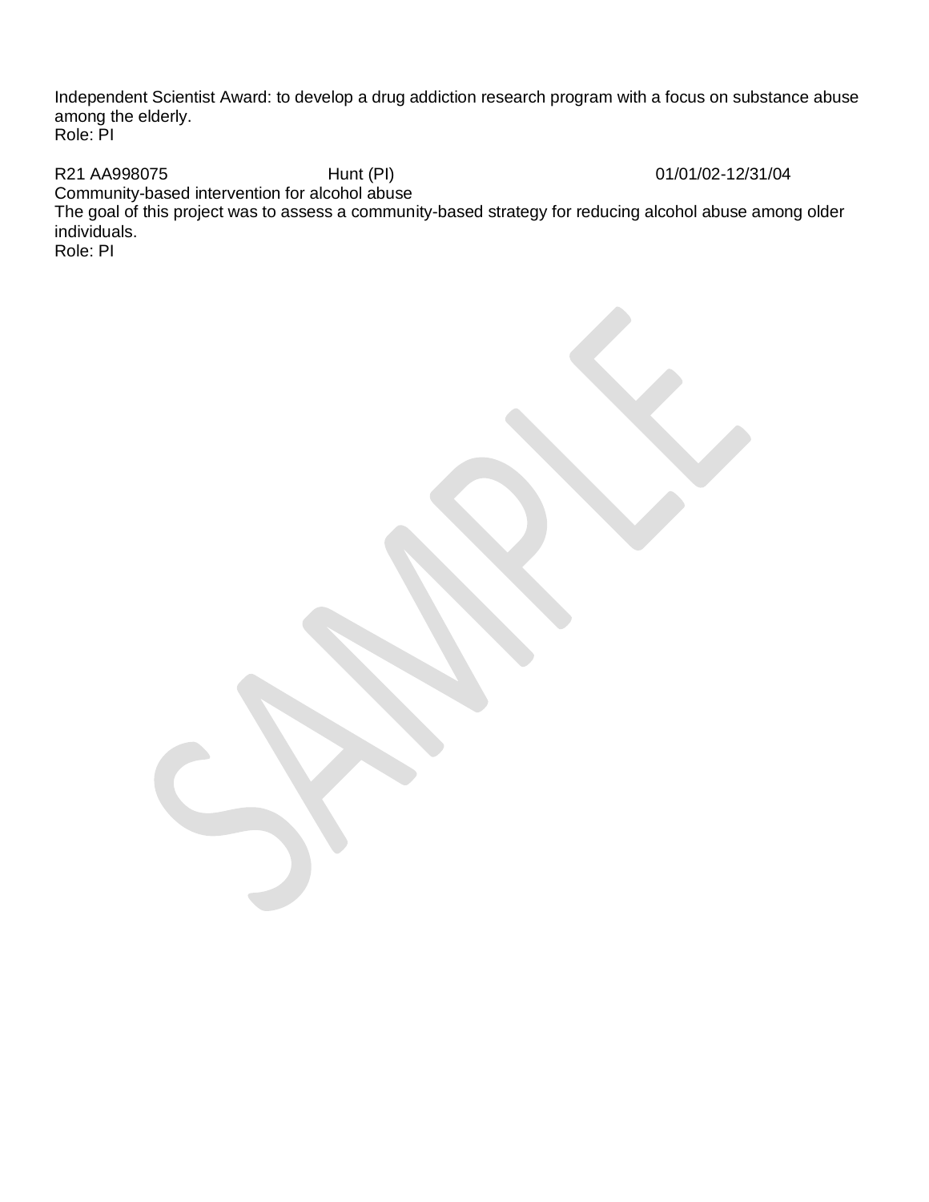Independent Scientist Award: to develop a drug addiction research program with a focus on substance abuse among the elderly.
Role: PI

R21 AA998075 Hunt (PI) 01/01/02-12/31/04
Community-based intervention for alcohol abuse
The goal of this project was to assess a community-based strategy for reducing alcohol abuse among older individuals.
Role: PI